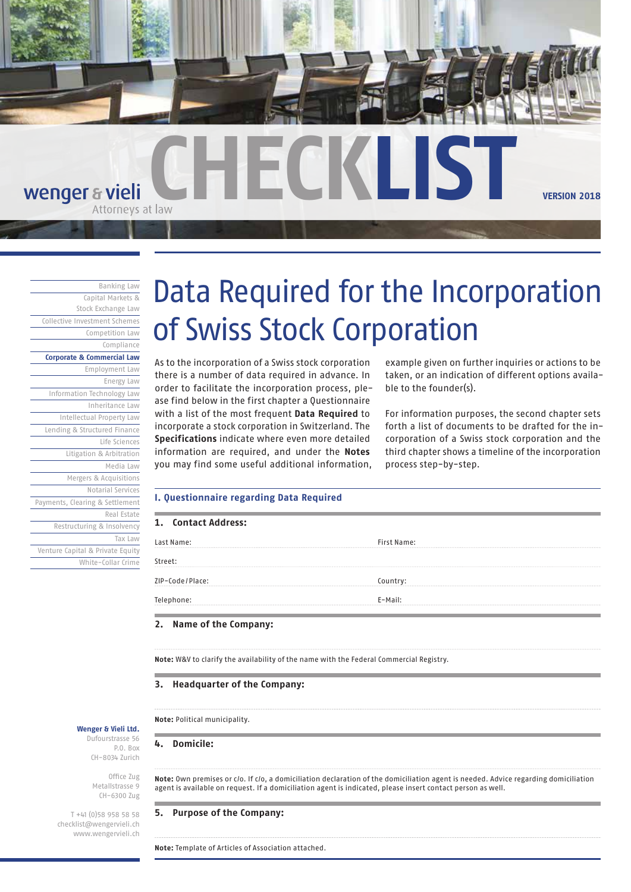wenger & vieli
Attorneys at law

# CHECKLIST

VERSION 2018

Banking Law
Capital Markets & Stock Exchange Law
Collective Investment Schemes
Competition Law
Compliance
**Corporate & Commercial Law**
Employment Law
Energy Law
Information Technology Law
Inheritance Law
Intellectual Property Law
Lending & Structured Finance
Life Sciences
Litigation & Arbitration
Media Law
Mergers & Acquisitions
Notarial Services
Payments, Clearing & Settlement
Real Estate
Restructuring & Insolvency
Tax Law
Venture Capital & Private Equity
White-Collar Crime

# Data Required for the Incorporation of Swiss Stock Corporation

As to the incorporation of a Swiss stock corporation there is a number of data required in advance. In order to facilitate the incorporation process, please find below in the first chapter a Questionnaire with a list of the most frequent **Data Required** to incorporate a stock corporation in Switzerland. The **Specifications** indicate where even more detailed information are required, and under the **Notes** you may find some useful additional information, example given on further inquiries or actions to be taken, or an indication of different options available to the founder(s).

For information purposes, the second chapter sets forth a list of documents to be drafted for the incorporation of a Swiss stock corporation and the third chapter shows a timeline of the incorporation process step-by-step.

## I. Questionnaire regarding Data Required

### 1. Contact Address:

| | |
|---|---|
| Last Name: | First Name: |
| Street: | |
| ZIP-Code / Place: | Country: |
| Telephone: | E-Mail: |

### 2. Name of the Company:

**Note:** W&V to clarify the availability of the name with the Federal Commercial Registry.

### 3. Headquarter of the Company:

**Note:** Political municipality.

### 4. Domicile:

**Note:** Own premises or c/o. If c/o, a domiciliation declaration of the domiciliation agent is needed. Advice regarding domiciliation agent is available on request. If a domiciliation agent is indicated, please insert contact person as well.

### 5. Purpose of the Company:

**Note:** Template of Articles of Association attached.

**Wenger & Vieli Ltd.**
Dufourstrasse 56
P.O. Box
CH-8034 Zurich

Office Zug
Metallstrasse 9
CH-6300 Zug

T +41 (0)58 958 58 58
checklist@wengervieli.ch
www.wengervieli.ch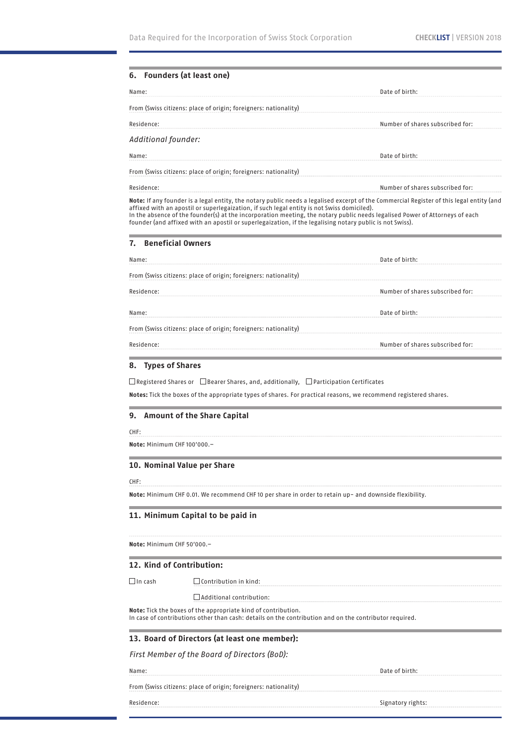## 6. Founders (at least one)

Name: Date of birth:

From (Swiss citizens: place of origin; foreigners: nationality)

Residence: Number of shares subscribed for:

*Additional founder:*

Name: Date of birth:

From (Swiss citizens: place of origin; foreigners: nationality)

Residence: Number of shares subscribed for:

**Note:** If any founder is a legal entity, the notary public needs a legalised excerpt of the Commercial Register of this legal entity (and affixed with an apostil or superlegaization, if such legal entity is not Swiss domiciled).
In the absence of the founder(s) at the incorporation meeting, the notary public needs legalised Power of Attorneys of each founder (and affixed with an apostil or superlegaization, if the legalising notary public is not Swiss).

## 7. Beneficial Owners

Name: Date of birth:

From (Swiss citizens: place of origin; foreigners: nationality)

Residence: Number of shares subscribed for:

Name: Date of birth:

From (Swiss citizens: place of origin; foreigners: nationality)

Residence: Number of shares subscribed for:

## 8. Types of Shares

☐ Registered Shares or ☐ Bearer Shares, and, additionally, ☐ Participation Certificates

**Notes:** Tick the boxes of the appropriate types of shares. For practical reasons, we recommend registered shares.

## 9. Amount of the Share Capital

CHF:

**Note:** Minimum CHF 100'000.–

## 10. Nominal Value per Share

CHF:

**Note:** Minimum CHF 0.01. We recommend CHF 10 per share in order to retain up- and downside flexibility.

## 11. Minimum Capital to be paid in

**Note:** Minimum CHF 50'000.–

## 12. Kind of Contribution:

☐ In cash ☐ Contribution in kind:

☐ Additional contribution:

**Note:** Tick the boxes of the appropriate kind of contribution.
In case of contributions other than cash: details on the contribution and on the contributor required.

## 13. Board of Directors (at least one member):

*First Member of the Board of Directors (BoD):*

Name: Date of birth:

From (Swiss citizens: place of origin; foreigners: nationality)

Residence: Signatory rights: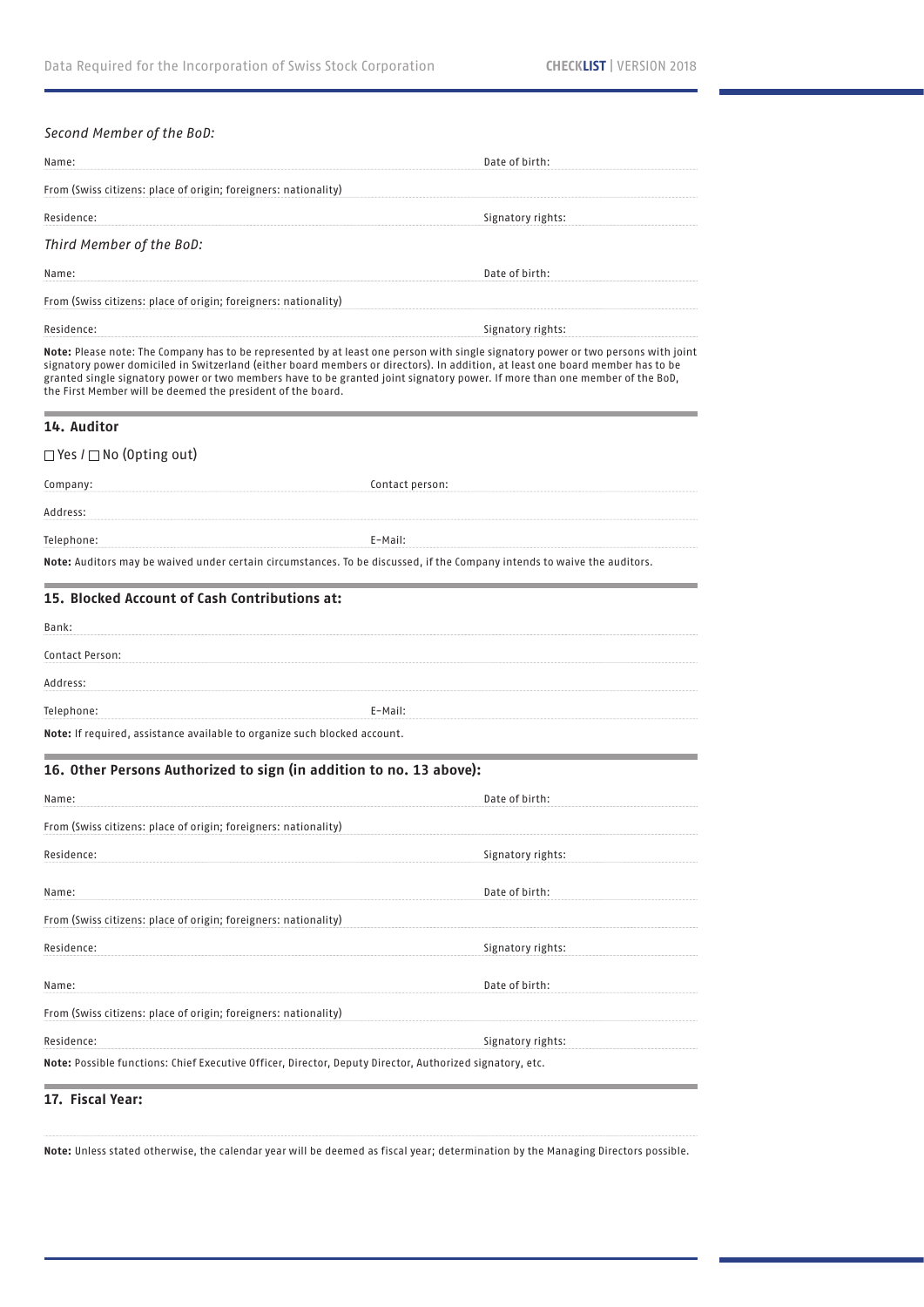*Second Member of the BoD:*

Name: Date of birth:

From (Swiss citizens: place of origin; foreigners: nationality)

Residence: Signatory rights:

*Third Member of the BoD:*

Name: Date of birth:

From (Swiss citizens: place of origin; foreigners: nationality)

Residence: Signatory rights:

**Note:** Please note: The Company has to be represented by at least one person with single signatory power or two persons with joint signatory power domiciled in Switzerland (either board members or directors). In addition, at least one board member has to be granted single signatory power or two members have to be granted joint signatory power. If more than one member of the BoD, the First Member will be deemed the president of the board.

## 14. Auditor

☐ Yes / ☐ No (Opting out)

Company: Contact person:

Address:

Telephone: E-Mail:

**Note:** Auditors may be waived under certain circumstances. To be discussed, if the Company intends to waive the auditors.

## 15. Blocked Account of Cash Contributions at:

Bank:

Contact Person:

Address:

Telephone: E-Mail:

**Note:** If required, assistance available to organize such blocked account.

## 16. Other Persons Authorized to sign (in addition to no. 13 above):

Name: Date of birth:

From (Swiss citizens: place of origin; foreigners: nationality)

Residence: Signatory rights:

Name: Date of birth:

From (Swiss citizens: place of origin; foreigners: nationality)

Residence: Signatory rights:

Name: Date of birth:

From (Swiss citizens: place of origin; foreigners: nationality)

Residence: Signatory rights:

**Note:** Possible functions: Chief Executive Officer, Director, Deputy Director, Authorized signatory, etc.

## 17. Fiscal Year:

**Note:** Unless stated otherwise, the calendar year will be deemed as fiscal year; determination by the Managing Directors possible.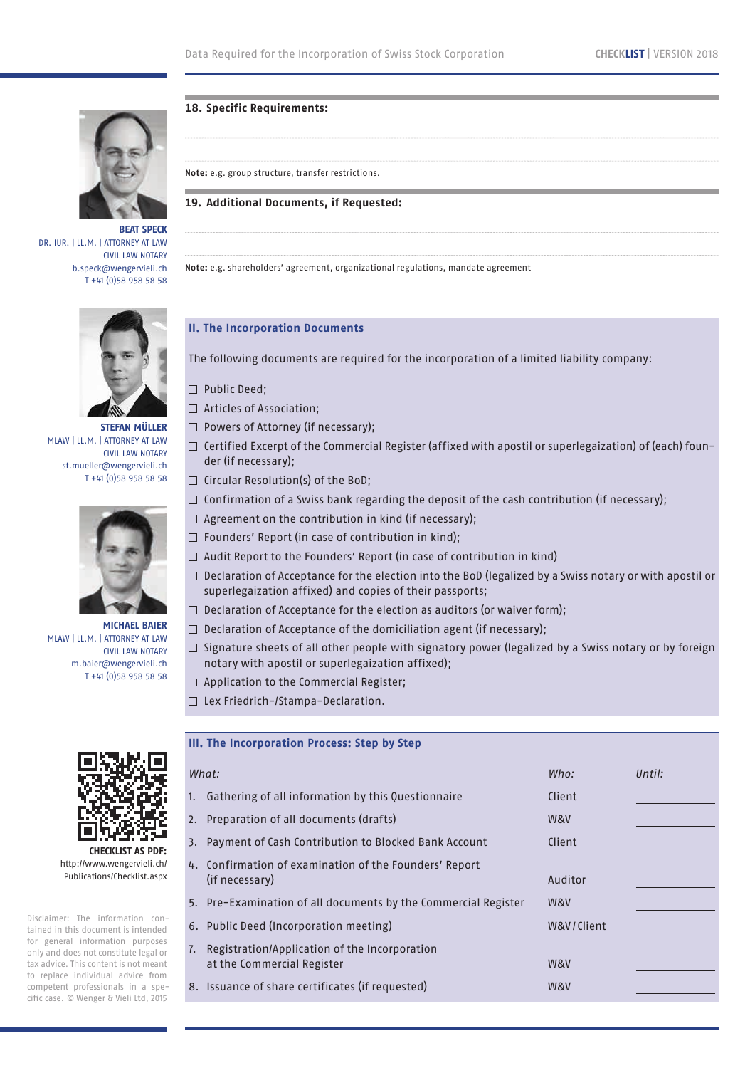**BEAT SPECK**
DR. IUR. | LL.M. | ATTORNEY AT LAW
CIVIL LAW NOTARY
b.speck@wengervieli.ch
T +41 (0)58 958 58 58

**STEFAN MÜLLER**
MLAW | LL.M. | ATTORNEY AT LAW
CIVIL LAW NOTARY
st.mueller@wengervieli.ch
T +41 (0)58 958 58 58

**MICHAEL BAIER**
MLAW | LL.M. | ATTORNEY AT LAW
CIVIL LAW NOTARY
m.baier@wengervieli.ch
T +41 (0)58 958 58 58

**CHECKLIST AS PDF:**
http://www.wengervieli.ch/Publications/Checklist.aspx

Disclaimer: The information contained in this document is intended for general information purposes only and does not constitute legal or tax advice. This content is not meant to replace individual advice from competent professionals in a specific case. © Wenger & Vieli Ltd, 2015

### 18. Specific Requirements:

**Note:** e.g. group structure, transfer restrictions.

### 19. Additional Documents, if Requested:

**Note:** e.g. shareholders' agreement, organizational regulations, mandate agreement

## II. The Incorporation Documents

The following documents are required for the incorporation of a limited liability company:

- ☐ Public Deed;
- ☐ Articles of Association;
- ☐ Powers of Attorney (if necessary);
- ☐ Certified Excerpt of the Commercial Register (affixed with apostil or superlegaization) of (each) founder (if necessary);
- ☐ Circular Resolution(s) of the BoD;
- ☐ Confirmation of a Swiss bank regarding the deposit of the cash contribution (if necessary);
- ☐ Agreement on the contribution in kind (if necessary);
- ☐ Founders' Report (in case of contribution in kind);
- ☐ Audit Report to the Founders' Report (in case of contribution in kind)
- ☐ Declaration of Acceptance for the election into the BoD (legalized by a Swiss notary or with apostil or superlegaization affixed) and copies of their passports;
- ☐ Declaration of Acceptance for the election as auditors (or waiver form);
- ☐ Declaration of Acceptance of the domiciliation agent (if necessary);
- ☐ Signature sheets of all other people with signatory power (legalized by a Swiss notary or by foreign notary with apostil or superlegaization affixed);
- ☐ Application to the Commercial Register;
- ☐ Lex Friedrich-/Stampa-Declaration.

## III. The Incorporation Process: Step by Step

| *What:* | *Who:* | *Until:* |
|---|---|---|
| 1. Gathering of all information by this Questionnaire | Client | |
| 2. Preparation of all documents (drafts) | W&V | |
| 3. Payment of Cash Contribution to Blocked Bank Account | Client | |
| 4. Confirmation of examination of the Founders' Report (if necessary) | Auditor | |
| 5. Pre-Examination of all documents by the Commercial Register | W&V | |
| 6. Public Deed (Incorporation meeting) | W&V / Client | |
| 7. Registration/Application of the Incorporation at the Commercial Register | W&V | |
| 8. Issuance of share certificates (if requested) | W&V | |